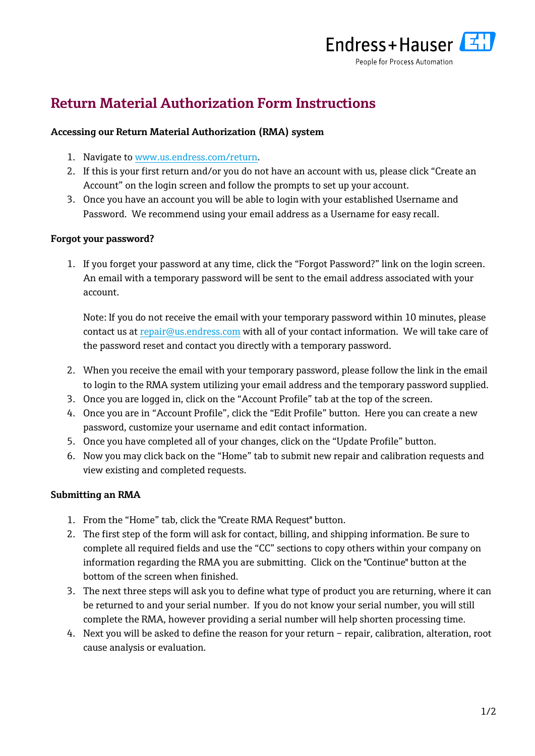# Return Material Authorization Form Instructions

**Accessing our Return Material Authorization (RMA) system**

1. Navigate to www.us.endress.com/return.
2. If this is your first return and/or you do not have an account with us, please click "Create an Account" on the login screen and follow the prompts to set up your account.
3. Once you have an account you will be able to login with your established Username and Password. We recommend using your email address as a Username for easy recall.

**Forgot your password?**

1. If you forget your password at any time, click the "Forgot Password?" link on the login screen. An email with a temporary password will be sent to the email address associated with your account.

   Note: If you do not receive the email with your temporary password within 10 minutes, please contact us at repair@us.endress.com with all of your contact information. We will take care of the password reset and contact you directly with a temporary password.

2. When you receive the email with your temporary password, please follow the link in the email to login to the RMA system utilizing your email address and the temporary password supplied.
3. Once you are logged in, click on the "Account Profile" tab at the top of the screen.
4. Once you are in "Account Profile", click the "Edit Profile" button. Here you can create a new password, customize your username and edit contact information.
5. Once you have completed all of your changes, click on the "Update Profile" button.
6. Now you may click back on the "Home" tab to submit new repair and calibration requests and view existing and completed requests.

**Submitting an RMA**

1. From the "Home" tab, click the "Create RMA Request" button.
2. The first step of the form will ask for contact, billing, and shipping information. Be sure to complete all required fields and use the "CC" sections to copy others within your company on information regarding the RMA you are submitting. Click on the "Continue" button at the bottom of the screen when finished.
3. The next three steps will ask you to define what type of product you are returning, where it can be returned to and your serial number. If you do not know your serial number, you will still complete the RMA, however providing a serial number will help shorten processing time.
4. Next you will be asked to define the reason for your return – repair, calibration, alteration, root cause analysis or evaluation.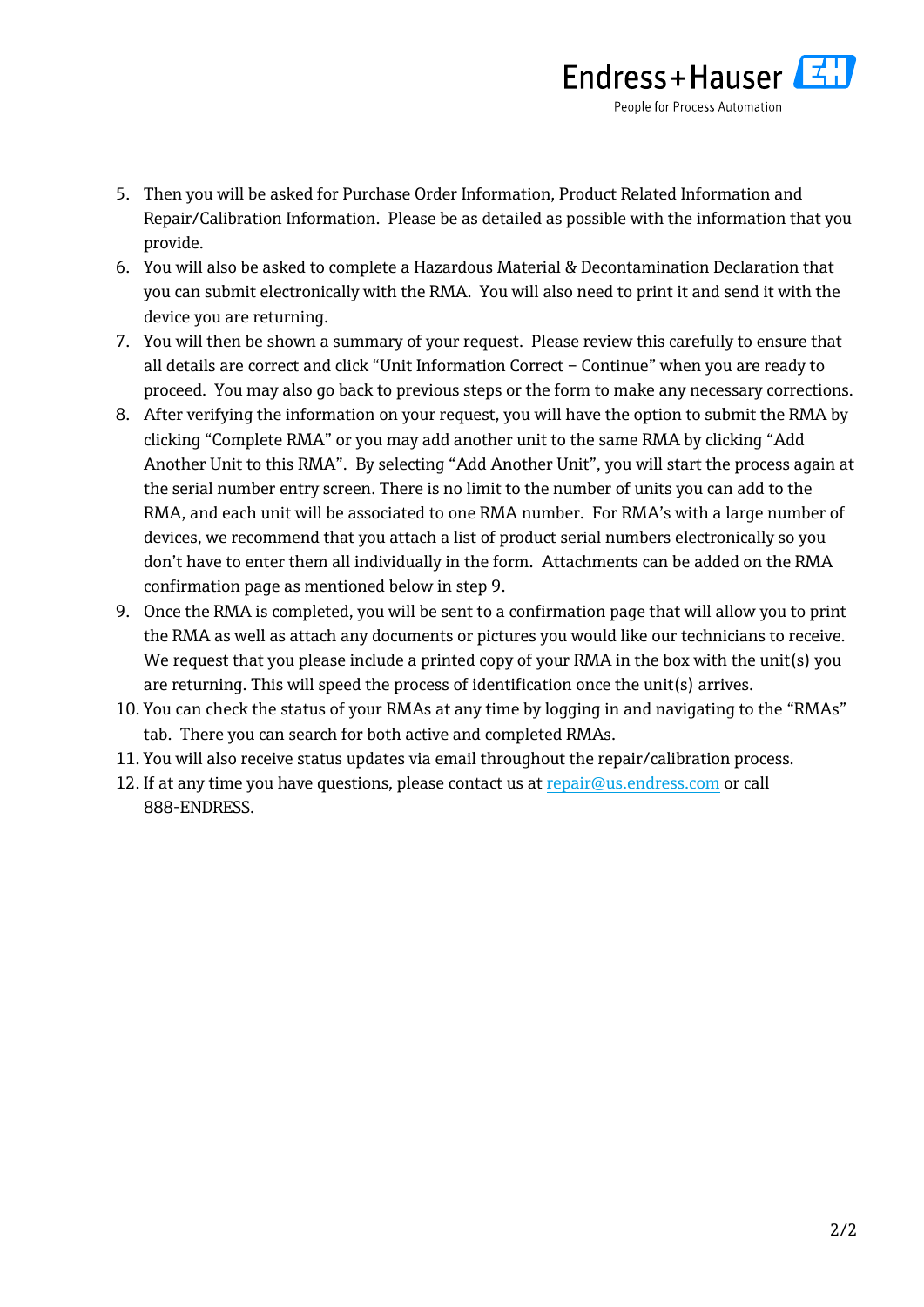5. Then you will be asked for Purchase Order Information, Product Related Information and Repair/Calibration Information. Please be as detailed as possible with the information that you provide.
6. You will also be asked to complete a Hazardous Material & Decontamination Declaration that you can submit electronically with the RMA. You will also need to print it and send it with the device you are returning.
7. You will then be shown a summary of your request. Please review this carefully to ensure that all details are correct and click "Unit Information Correct – Continue" when you are ready to proceed. You may also go back to previous steps or the form to make any necessary corrections.
8. After verifying the information on your request, you will have the option to submit the RMA by clicking "Complete RMA" or you may add another unit to the same RMA by clicking "Add Another Unit to this RMA". By selecting "Add Another Unit", you will start the process again at the serial number entry screen. There is no limit to the number of units you can add to the RMA, and each unit will be associated to one RMA number. For RMA's with a large number of devices, we recommend that you attach a list of product serial numbers electronically so you don't have to enter them all individually in the form. Attachments can be added on the RMA confirmation page as mentioned below in step 9.
9. Once the RMA is completed, you will be sent to a confirmation page that will allow you to print the RMA as well as attach any documents or pictures you would like our technicians to receive. We request that you please include a printed copy of your RMA in the box with the unit(s) you are returning. This will speed the process of identification once the unit(s) arrives.
10. You can check the status of your RMAs at any time by logging in and navigating to the "RMAs" tab. There you can search for both active and completed RMAs.
11. You will also receive status updates via email throughout the repair/calibration process.
12. If at any time you have questions, please contact us at repair@us.endress.com or call 888-ENDRESS.